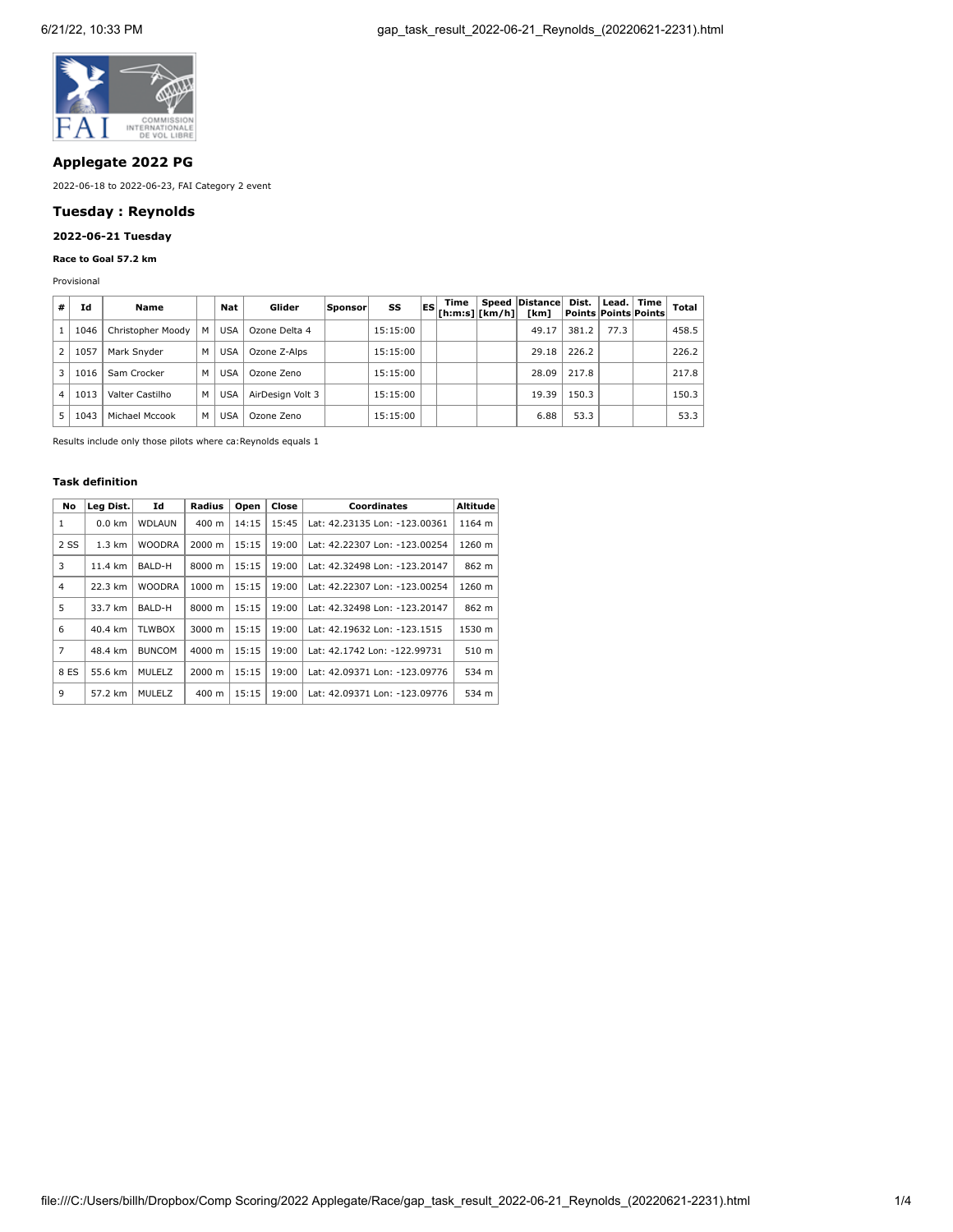## Applegate 2022 PG

2022-06-18 to 2022-06-23, FAI Category 2 event

## Tuesday : Reynolds

### 2022-06-21 Tuesday

**Race to Goal 57.2 km**

Provisional

| # | Id | Name | | Nat | Glider | Sponsor | SS | ES | Time [h:m:s] | Speed [km/h] | Distance [km] | Dist. Points | Lead. Points | Time Points | Total |
|---|---|---|---|---|---|---|---|---|---|---|---|---|---|---|---|
| 1 | 1046 | Christopher Moody | M | USA | Ozone Delta 4 | | 15:15:00 | | | | 49.17 | 381.2 | 77.3 | | 458.5 |
| 2 | 1057 | Mark Snyder | M | USA | Ozone Z-Alps | | 15:15:00 | | | | 29.18 | 226.2 | | | 226.2 |
| 3 | 1016 | Sam Crocker | M | USA | Ozone Zeno | | 15:15:00 | | | | 28.09 | 217.8 | | | 217.8 |
| 4 | 1013 | Valter Castilho | M | USA | AirDesign Volt 3 | | 15:15:00 | | | | 19.39 | 150.3 | | | 150.3 |
| 5 | 1043 | Michael Mccook | M | USA | Ozone Zeno | | 15:15:00 | | | | 6.88 | 53.3 | | | 53.3 |

Results include only those pilots where ca:Reynolds equals 1

#### Task definition

| No | Leg Dist. | Id | Radius | Open | Close | Coordinates | Altitude |
|---|---|---|---|---|---|---|---|
| 1 | 0.0 km | WDLAUN | 400 m | 14:15 | 15:45 | Lat: 42.23135 Lon: -123.00361 | 1164 m |
| 2 SS | 1.3 km | WOODRA | 2000 m | 15:15 | 19:00 | Lat: 42.22307 Lon: -123.00254 | 1260 m |
| 3 | 11.4 km | BALD-H | 8000 m | 15:15 | 19:00 | Lat: 42.32498 Lon: -123.20147 | 862 m |
| 4 | 22.3 km | WOODRA | 1000 m | 15:15 | 19:00 | Lat: 42.22307 Lon: -123.00254 | 1260 m |
| 5 | 33.7 km | BALD-H | 8000 m | 15:15 | 19:00 | Lat: 42.32498 Lon: -123.20147 | 862 m |
| 6 | 40.4 km | TLWBOX | 3000 m | 15:15 | 19:00 | Lat: 42.19632 Lon: -123.1515 | 1530 m |
| 7 | 48.4 km | BUNCOM | 4000 m | 15:15 | 19:00 | Lat: 42.1742 Lon: -122.99731 | 510 m |
| 8 ES | 55.6 km | MULELZ | 2000 m | 15:15 | 19:00 | Lat: 42.09371 Lon: -123.09776 | 534 m |
| 9 | 57.2 km | MULELZ | 400 m | 15:15 | 19:00 | Lat: 42.09371 Lon: -123.09776 | 534 m |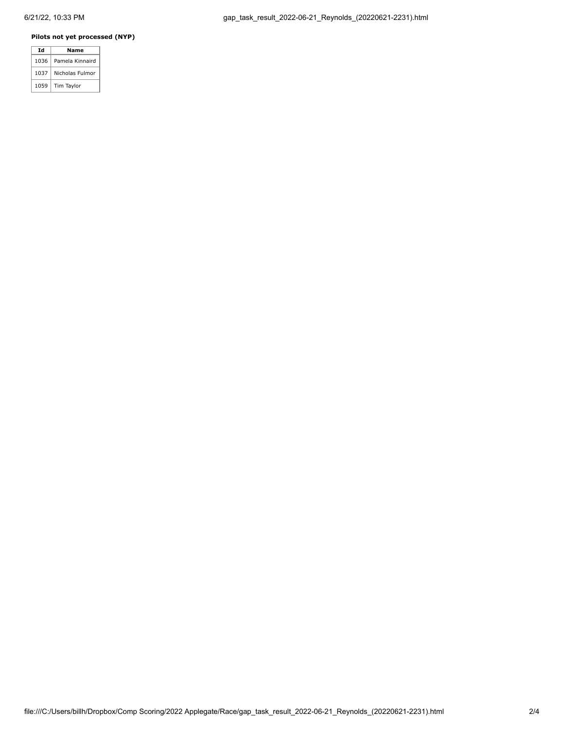**Pilots not yet processed (NYP)**

| Id | Name |
| --- | --- |
| 1036 | Pamela Kinnaird |
| 1037 | Nicholas Fulmor |
| 1059 | Tim Taylor |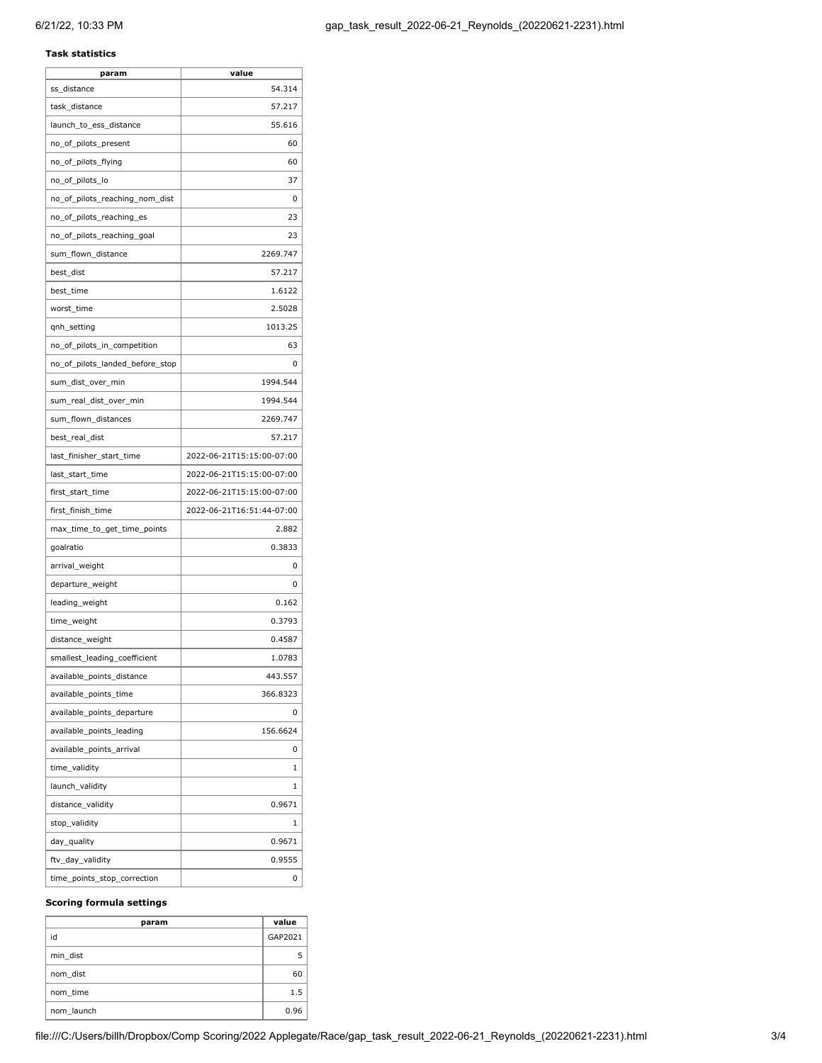**Task statistics**

| param | value |
|---|---|
| ss_distance | 54.314 |
| task_distance | 57.217 |
| launch_to_ess_distance | 55.616 |
| no_of_pilots_present | 60 |
| no_of_pilots_flying | 60 |
| no_of_pilots_lo | 37 |
| no_of_pilots_reaching_nom_dist | 0 |
| no_of_pilots_reaching_es | 23 |
| no_of_pilots_reaching_goal | 23 |
| sum_flown_distance | 2269.747 |
| best_dist | 57.217 |
| best_time | 1.6122 |
| worst_time | 2.5028 |
| qnh_setting | 1013.25 |
| no_of_pilots_in_competition | 63 |
| no_of_pilots_landed_before_stop | 0 |
| sum_dist_over_min | 1994.544 |
| sum_real_dist_over_min | 1994.544 |
| sum_flown_distances | 2269.747 |
| best_real_dist | 57.217 |
| last_finisher_start_time | 2022-06-21T15:15:00-07:00 |
| last_start_time | 2022-06-21T15:15:00-07:00 |
| first_start_time | 2022-06-21T15:15:00-07:00 |
| first_finish_time | 2022-06-21T16:51:44-07:00 |
| max_time_to_get_time_points | 2.882 |
| goalratio | 0.3833 |
| arrival_weight | 0 |
| departure_weight | 0 |
| leading_weight | 0.162 |
| time_weight | 0.3793 |
| distance_weight | 0.4587 |
| smallest_leading_coefficient | 1.0783 |
| available_points_distance | 443.557 |
| available_points_time | 366.8323 |
| available_points_departure | 0 |
| available_points_leading | 156.6624 |
| available_points_arrival | 0 |
| time_validity | 1 |
| launch_validity | 1 |
| distance_validity | 0.9671 |
| stop_validity | 1 |
| day_quality | 0.9671 |
| ftv_day_validity | 0.9555 |
| time_points_stop_correction | 0 |

**Scoring formula settings**

| param | value |
|---|---|
| id | GAP2021 |
| min_dist | 5 |
| nom_dist | 60 |
| nom_time | 1.5 |
| nom_launch | 0.96 |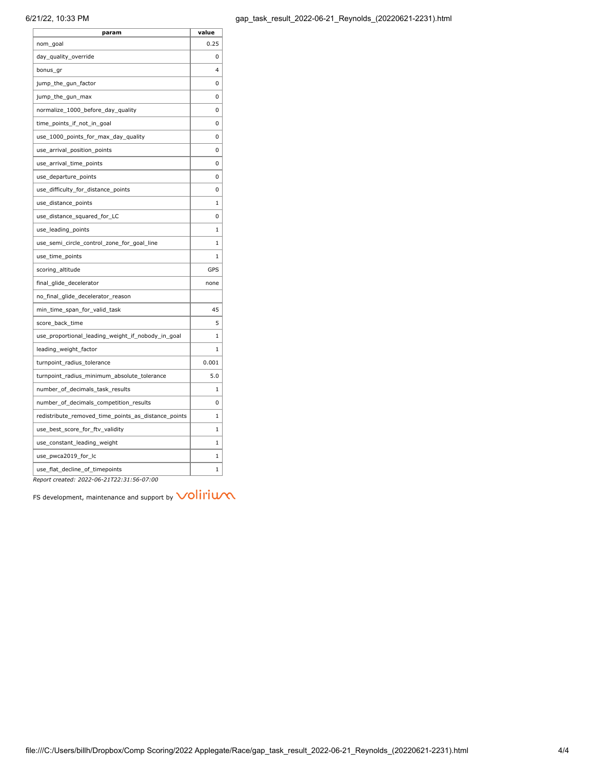| param | value |
| --- | --- |
| nom_goal | 0.25 |
| day_quality_override | 0 |
| bonus_gr | 4 |
| jump_the_gun_factor | 0 |
| jump_the_gun_max | 0 |
| normalize_1000_before_day_quality | 0 |
| time_points_if_not_in_goal | 0 |
| use_1000_points_for_max_day_quality | 0 |
| use_arrival_position_points | 0 |
| use_arrival_time_points | 0 |
| use_departure_points | 0 |
| use_difficulty_for_distance_points | 0 |
| use_distance_points | 1 |
| use_distance_squared_for_LC | 0 |
| use_leading_points | 1 |
| use_semi_circle_control_zone_for_goal_line | 1 |
| use_time_points | 1 |
| scoring_altitude | GPS |
| final_glide_decelerator | none |
| no_final_glide_decelerator_reason | |
| min_time_span_for_valid_task | 45 |
| score_back_time | 5 |
| use_proportional_leading_weight_if_nobody_in_goal | 1 |
| leading_weight_factor | 1 |
| turnpoint_radius_tolerance | 0.001 |
| turnpoint_radius_minimum_absolute_tolerance | 5.0 |
| number_of_decimals_task_results | 1 |
| number_of_decimals_competition_results | 0 |
| redistribute_removed_time_points_as_distance_points | 1 |
| use_best_score_for_ftv_validity | 1 |
| use_constant_leading_weight | 1 |
| use_pwca2019_for_lc | 1 |
| use_flat_decline_of_timepoints | 1 |

*Report created: 2022-06-21T22:31:56-07:00*

FS development, maintenance and support by volirium